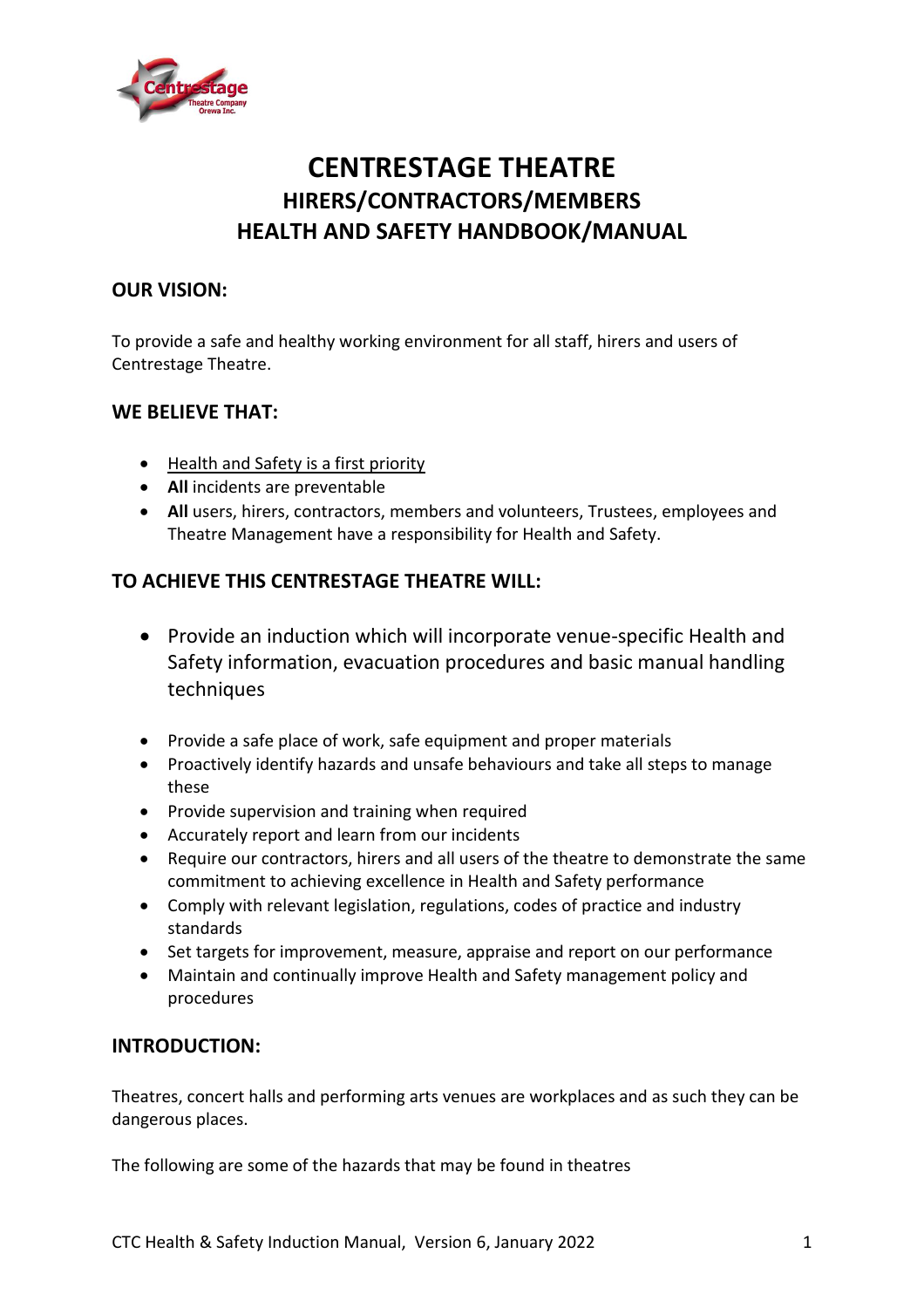# CENTRESTAGE THEATRE

## HIRERS/CONTRACTORS/MEMBERS

## HEALTH AND SAFETY HANDBOOK/MANUAL

### OUR VISION:

To provide a safe and healthy working environment for all staff, hirers and users of Centrestage Theatre.

### WE BELIEVE THAT:

- Health and Safety is a first priority
- **All** incidents are preventable
- **All** users, hirers, contractors, members and volunteers, Trustees, employees and Theatre Management have a responsibility for Health and Safety.

### TO ACHIEVE THIS CENTRESTAGE THEATRE WILL:

- Provide an induction which will incorporate venue-specific Health and Safety information, evacuation procedures and basic manual handling techniques
- Provide a safe place of work, safe equipment and proper materials
- Proactively identify hazards and unsafe behaviours and take all steps to manage these
- Provide supervision and training when required
- Accurately report and learn from our incidents
- Require our contractors, hirers and all users of the theatre to demonstrate the same commitment to achieving excellence in Health and Safety performance
- Comply with relevant legislation, regulations, codes of practice and industry standards
- Set targets for improvement, measure, appraise and report on our performance
- Maintain and continually improve Health and Safety management policy and procedures

### INTRODUCTION:

Theatres, concert halls and performing arts venues are workplaces and as such they can be dangerous places.

The following are some of the hazards that may be found in theatres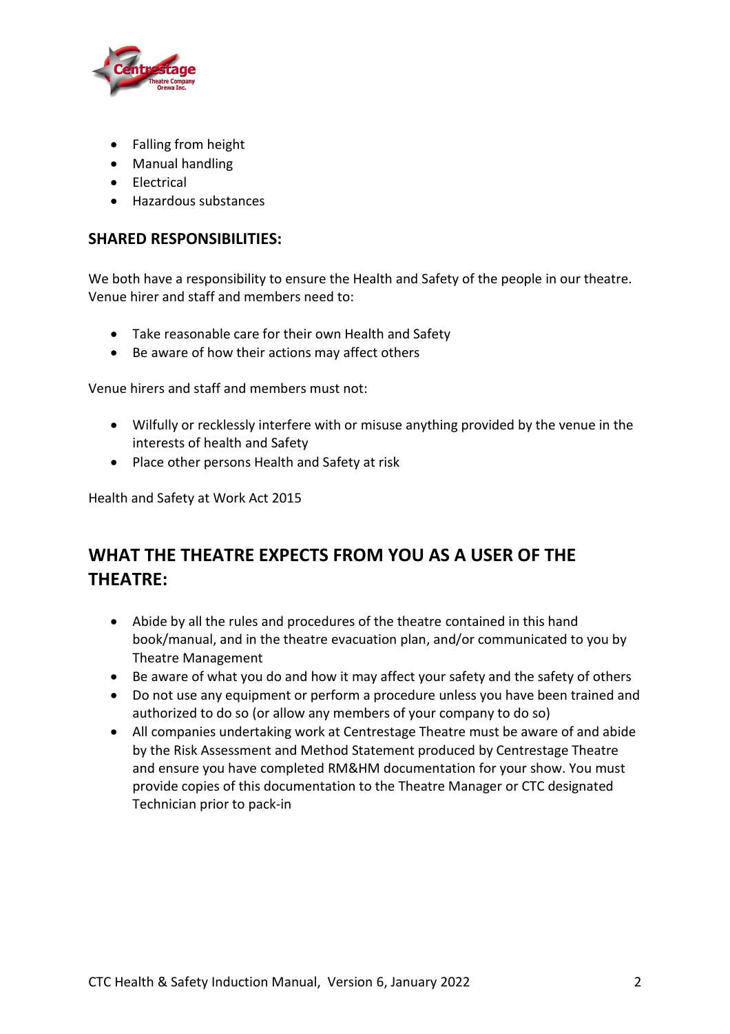- Falling from height
- Manual handling
- Electrical
- Hazardous substances

### SHARED RESPONSIBILITIES:

We both have a responsibility to ensure the Health and Safety of the people in our theatre. Venue hirer and staff and members need to:

- Take reasonable care for their own Health and Safety
- Be aware of how their actions may affect others

Venue hirers and staff and members must not:

- Wilfully or recklessly interfere with or misuse anything provided by the venue in the interests of health and Safety
- Place other persons Health and Safety at risk

Health and Safety at Work Act 2015

## WHAT THE THEATRE EXPECTS FROM YOU AS A USER OF THE THEATRE:

- Abide by all the rules and procedures of the theatre contained in this hand book/manual, and in the theatre evacuation plan, and/or communicated to you by Theatre Management
- Be aware of what you do and how it may affect your safety and the safety of others
- Do not use any equipment or perform a procedure unless you have been trained and authorized to do so (or allow any members of your company to do so)
- All companies undertaking work at Centrestage Theatre must be aware of and abide by the Risk Assessment and Method Statement produced by Centrestage Theatre and ensure you have completed RM&HM documentation for your show. You must provide copies of this documentation to the Theatre Manager or CTC designated Technician prior to pack-in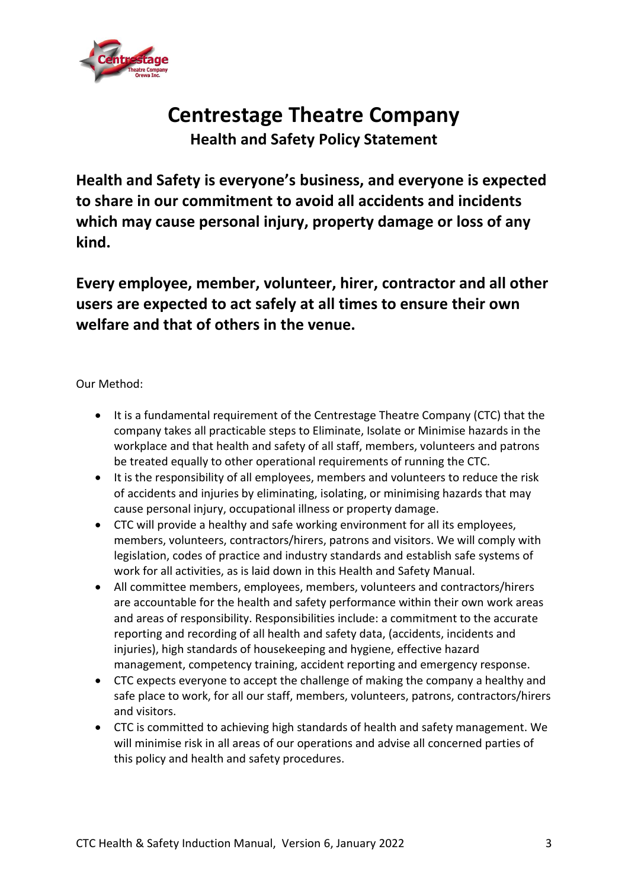# Centrestage Theatre Company

## Health and Safety Policy Statement

**Health and Safety is everyone's business, and everyone is expected to share in our commitment to avoid all accidents and incidents which may cause personal injury, property damage or loss of any kind.**

**Every employee, member, volunteer, hirer, contractor and all other users are expected to act safely at all times to ensure their own welfare and that of others in the venue.**

Our Method:

- It is a fundamental requirement of the Centrestage Theatre Company (CTC) that the company takes all practicable steps to Eliminate, Isolate or Minimise hazards in the workplace and that health and safety of all staff, members, volunteers and patrons be treated equally to other operational requirements of running the CTC.
- It is the responsibility of all employees, members and volunteers to reduce the risk of accidents and injuries by eliminating, isolating, or minimising hazards that may cause personal injury, occupational illness or property damage.
- CTC will provide a healthy and safe working environment for all its employees, members, volunteers, contractors/hirers, patrons and visitors. We will comply with legislation, codes of practice and industry standards and establish safe systems of work for all activities, as is laid down in this Health and Safety Manual.
- All committee members, employees, members, volunteers and contractors/hirers are accountable for the health and safety performance within their own work areas and areas of responsibility. Responsibilities include: a commitment to the accurate reporting and recording of all health and safety data, (accidents, incidents and injuries), high standards of housekeeping and hygiene, effective hazard management, competency training, accident reporting and emergency response.
- CTC expects everyone to accept the challenge of making the company a healthy and safe place to work, for all our staff, members, volunteers, patrons, contractors/hirers and visitors.
- CTC is committed to achieving high standards of health and safety management. We will minimise risk in all areas of our operations and advise all concerned parties of this policy and health and safety procedures.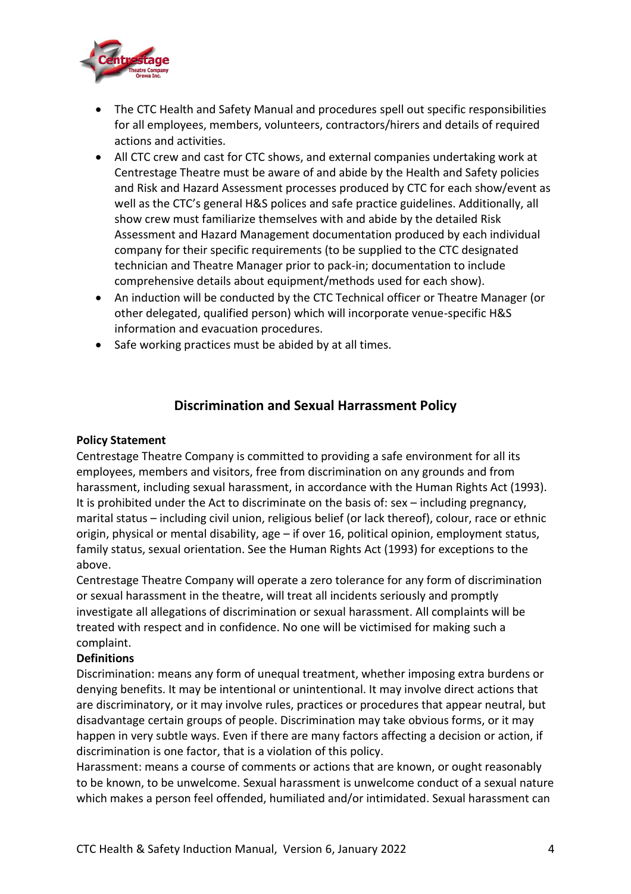- The CTC Health and Safety Manual and procedures spell out specific responsibilities for all employees, members, volunteers, contractors/hirers and details of required actions and activities.
- All CTC crew and cast for CTC shows, and external companies undertaking work at Centrestage Theatre must be aware of and abide by the Health and Safety policies and Risk and Hazard Assessment processes produced by CTC for each show/event as well as the CTC's general H&S polices and safe practice guidelines. Additionally, all show crew must familiarize themselves with and abide by the detailed Risk Assessment and Hazard Management documentation produced by each individual company for their specific requirements (to be supplied to the CTC designated technician and Theatre Manager prior to pack-in; documentation to include comprehensive details about equipment/methods used for each show).
- An induction will be conducted by the CTC Technical officer or Theatre Manager (or other delegated, qualified person) which will incorporate venue-specific H&S information and evacuation procedures.
- Safe working practices must be abided by at all times.

## Discrimination and Sexual Harrassment Policy

**Policy Statement**

Centrestage Theatre Company is committed to providing a safe environment for all its employees, members and visitors, free from discrimination on any grounds and from harassment, including sexual harassment, in accordance with the Human Rights Act (1993). It is prohibited under the Act to discriminate on the basis of: sex – including pregnancy, marital status – including civil union, religious belief (or lack thereof), colour, race or ethnic origin, physical or mental disability, age – if over 16, political opinion, employment status, family status, sexual orientation. See the Human Rights Act (1993) for exceptions to the above.

Centrestage Theatre Company will operate a zero tolerance for any form of discrimination or sexual harassment in the theatre, will treat all incidents seriously and promptly investigate all allegations of discrimination or sexual harassment. All complaints will be treated with respect and in confidence. No one will be victimised for making such a complaint.

**Definitions**

Discrimination: means any form of unequal treatment, whether imposing extra burdens or denying benefits. It may be intentional or unintentional. It may involve direct actions that are discriminatory, or it may involve rules, practices or procedures that appear neutral, but disadvantage certain groups of people. Discrimination may take obvious forms, or it may happen in very subtle ways. Even if there are many factors affecting a decision or action, if discrimination is one factor, that is a violation of this policy.

Harassment: means a course of comments or actions that are known, or ought reasonably to be known, to be unwelcome. Sexual harassment is unwelcome conduct of a sexual nature which makes a person feel offended, humiliated and/or intimidated. Sexual harassment can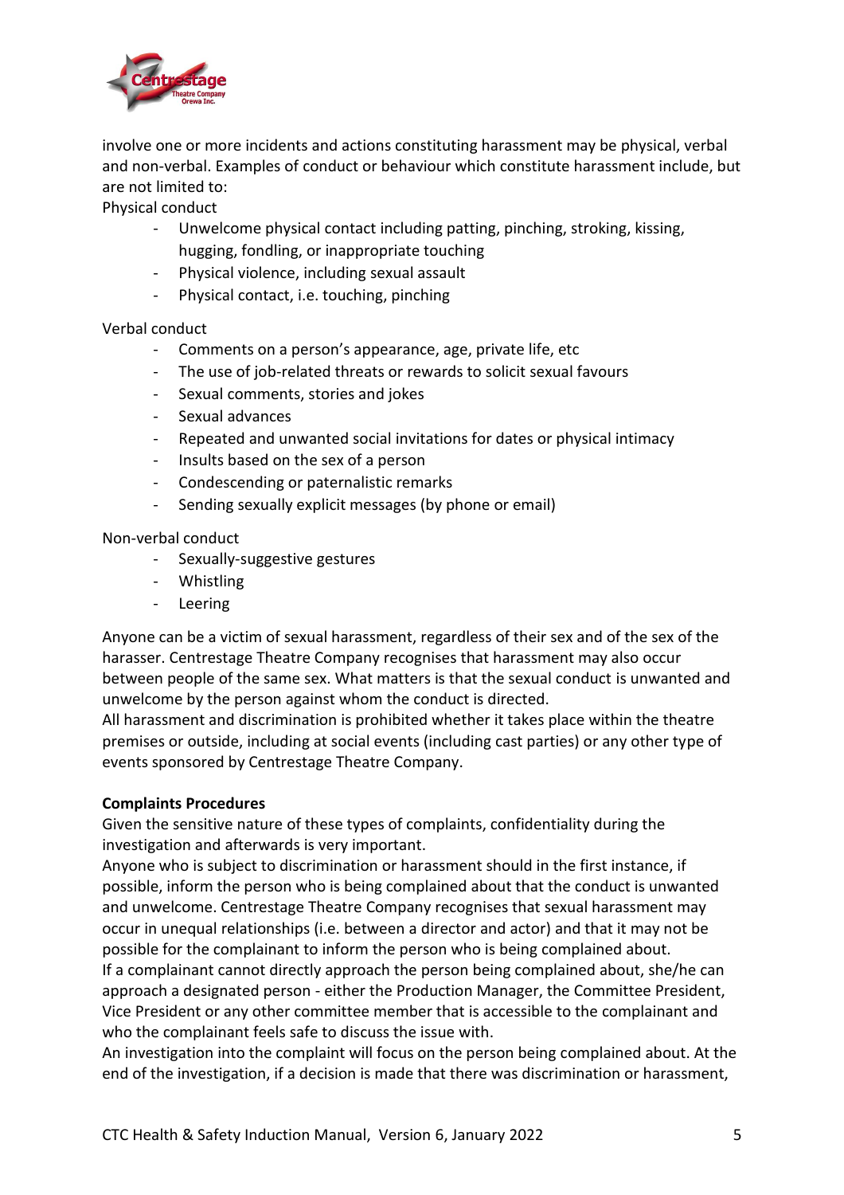involve one or more incidents and actions constituting harassment may be physical, verbal and non-verbal. Examples of conduct or behaviour which constitute harassment include, but are not limited to:

Physical conduct

- Unwelcome physical contact including patting, pinching, stroking, kissing, hugging, fondling, or inappropriate touching
- Physical violence, including sexual assault
- Physical contact, i.e. touching, pinching

Verbal conduct

- Comments on a person's appearance, age, private life, etc
- The use of job-related threats or rewards to solicit sexual favours
- Sexual comments, stories and jokes
- Sexual advances
- Repeated and unwanted social invitations for dates or physical intimacy
- Insults based on the sex of a person
- Condescending or paternalistic remarks
- Sending sexually explicit messages (by phone or email)

Non-verbal conduct

- Sexually-suggestive gestures
- Whistling
- Leering

Anyone can be a victim of sexual harassment, regardless of their sex and of the sex of the harasser. Centrestage Theatre Company recognises that harassment may also occur between people of the same sex. What matters is that the sexual conduct is unwanted and unwelcome by the person against whom the conduct is directed.

All harassment and discrimination is prohibited whether it takes place within the theatre premises or outside, including at social events (including cast parties) or any other type of events sponsored by Centrestage Theatre Company.

**Complaints Procedures**

Given the sensitive nature of these types of complaints, confidentiality during the investigation and afterwards is very important.

Anyone who is subject to discrimination or harassment should in the first instance, if possible, inform the person who is being complained about that the conduct is unwanted and unwelcome. Centrestage Theatre Company recognises that sexual harassment may occur in unequal relationships (i.e. between a director and actor) and that it may not be possible for the complainant to inform the person who is being complained about.

If a complainant cannot directly approach the person being complained about, she/he can approach a designated person - either the Production Manager, the Committee President, Vice President or any other committee member that is accessible to the complainant and who the complainant feels safe to discuss the issue with.

An investigation into the complaint will focus on the person being complained about. At the end of the investigation, if a decision is made that there was discrimination or harassment,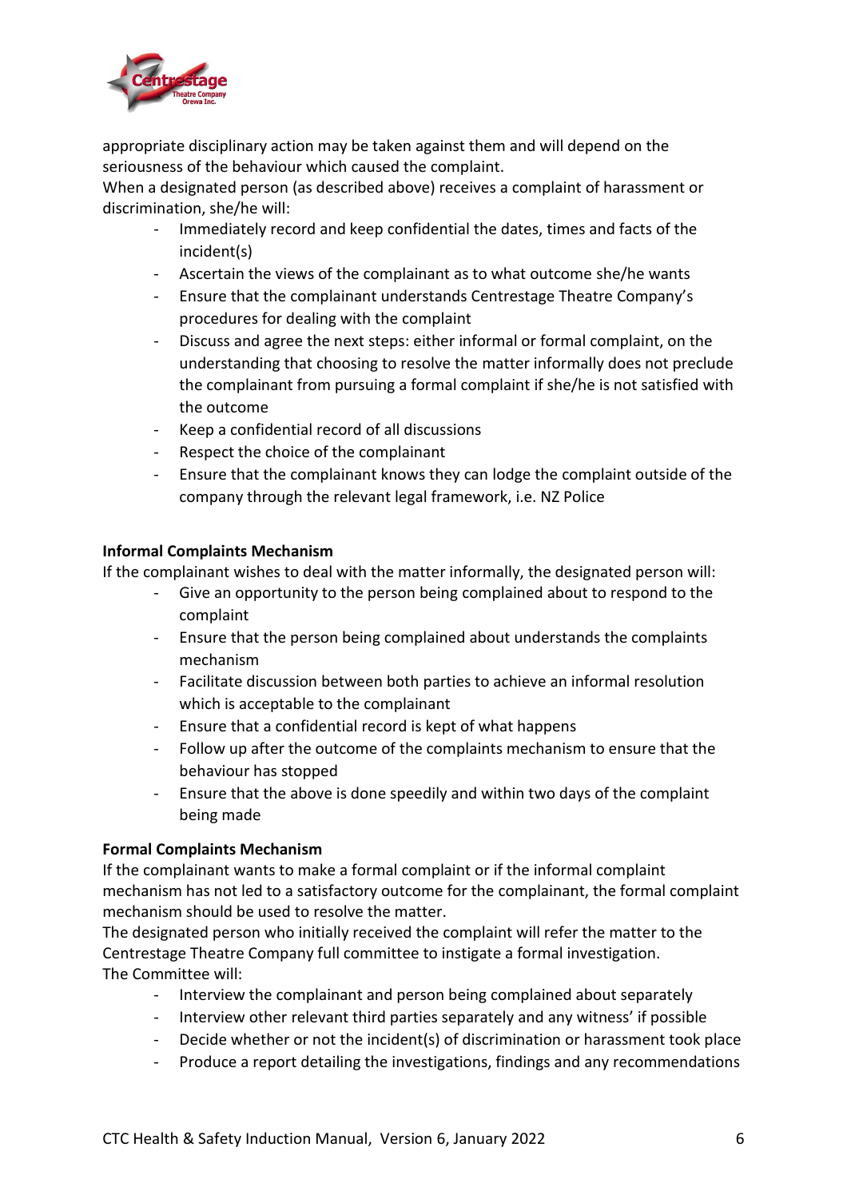appropriate disciplinary action may be taken against them and will depend on the seriousness of the behaviour which caused the complaint.

When a designated person (as described above) receives a complaint of harassment or discrimination, she/he will:

- Immediately record and keep confidential the dates, times and facts of the incident(s)
- Ascertain the views of the complainant as to what outcome she/he wants
- Ensure that the complainant understands Centrestage Theatre Company's procedures for dealing with the complaint
- Discuss and agree the next steps: either informal or formal complaint, on the understanding that choosing to resolve the matter informally does not preclude the complainant from pursuing a formal complaint if she/he is not satisfied with the outcome
- Keep a confidential record of all discussions
- Respect the choice of the complainant
- Ensure that the complainant knows they can lodge the complaint outside of the company through the relevant legal framework, i.e. NZ Police

**Informal Complaints Mechanism**

If the complainant wishes to deal with the matter informally, the designated person will:

- Give an opportunity to the person being complained about to respond to the complaint
- Ensure that the person being complained about understands the complaints mechanism
- Facilitate discussion between both parties to achieve an informal resolution which is acceptable to the complainant
- Ensure that a confidential record is kept of what happens
- Follow up after the outcome of the complaints mechanism to ensure that the behaviour has stopped
- Ensure that the above is done speedily and within two days of the complaint being made

**Formal Complaints Mechanism**

If the complainant wants to make a formal complaint or if the informal complaint mechanism has not led to a satisfactory outcome for the complainant, the formal complaint mechanism should be used to resolve the matter.

The designated person who initially received the complaint will refer the matter to the Centrestage Theatre Company full committee to instigate a formal investigation.

The Committee will:

- Interview the complainant and person being complained about separately
- Interview other relevant third parties separately and any witness' if possible
- Decide whether or not the incident(s) of discrimination or harassment took place
- Produce a report detailing the investigations, findings and any recommendations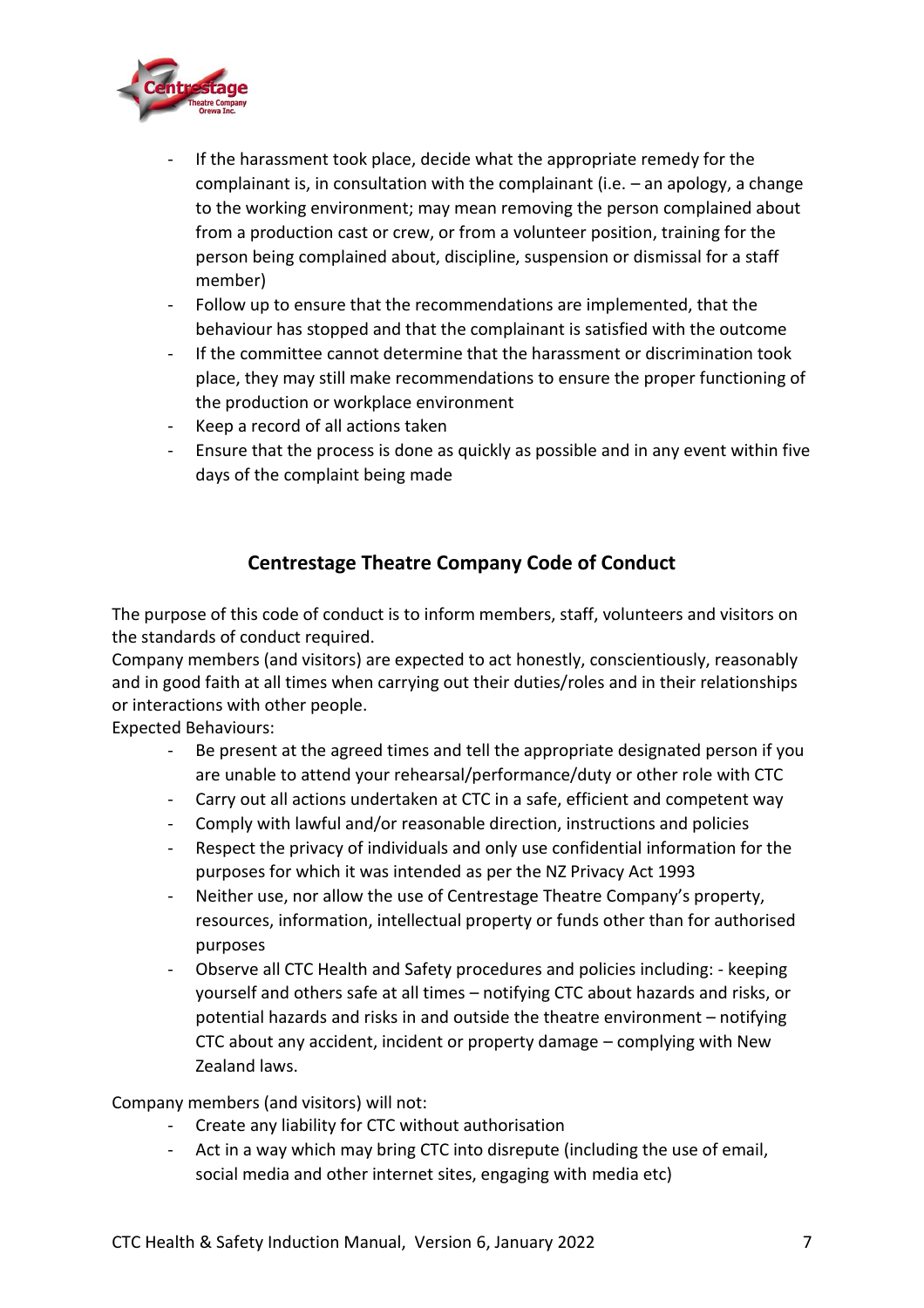- If the harassment took place, decide what the appropriate remedy for the complainant is, in consultation with the complainant (i.e. – an apology, a change to the working environment; may mean removing the person complained about from a production cast or crew, or from a volunteer position, training for the person being complained about, discipline, suspension or dismissal for a staff member)
- Follow up to ensure that the recommendations are implemented, that the behaviour has stopped and that the complainant is satisfied with the outcome
- If the committee cannot determine that the harassment or discrimination took place, they may still make recommendations to ensure the proper functioning of the production or workplace environment
- Keep a record of all actions taken
- Ensure that the process is done as quickly as possible and in any event within five days of the complaint being made

## Centrestage Theatre Company Code of Conduct

The purpose of this code of conduct is to inform members, staff, volunteers and visitors on the standards of conduct required.
Company members (and visitors) are expected to act honestly, conscientiously, reasonably and in good faith at all times when carrying out their duties/roles and in their relationships or interactions with other people.
Expected Behaviours:

- Be present at the agreed times and tell the appropriate designated person if you are unable to attend your rehearsal/performance/duty or other role with CTC
- Carry out all actions undertaken at CTC in a safe, efficient and competent way
- Comply with lawful and/or reasonable direction, instructions and policies
- Respect the privacy of individuals and only use confidential information for the purposes for which it was intended as per the NZ Privacy Act 1993
- Neither use, nor allow the use of Centrestage Theatre Company's property, resources, information, intellectual property or funds other than for authorised purposes
- Observe all CTC Health and Safety procedures and policies including: - keeping yourself and others safe at all times – notifying CTC about hazards and risks, or potential hazards and risks in and outside the theatre environment – notifying CTC about any accident, incident or property damage – complying with New Zealand laws.

Company members (and visitors) will not:

- Create any liability for CTC without authorisation
- Act in a way which may bring CTC into disrepute (including the use of email, social media and other internet sites, engaging with media etc)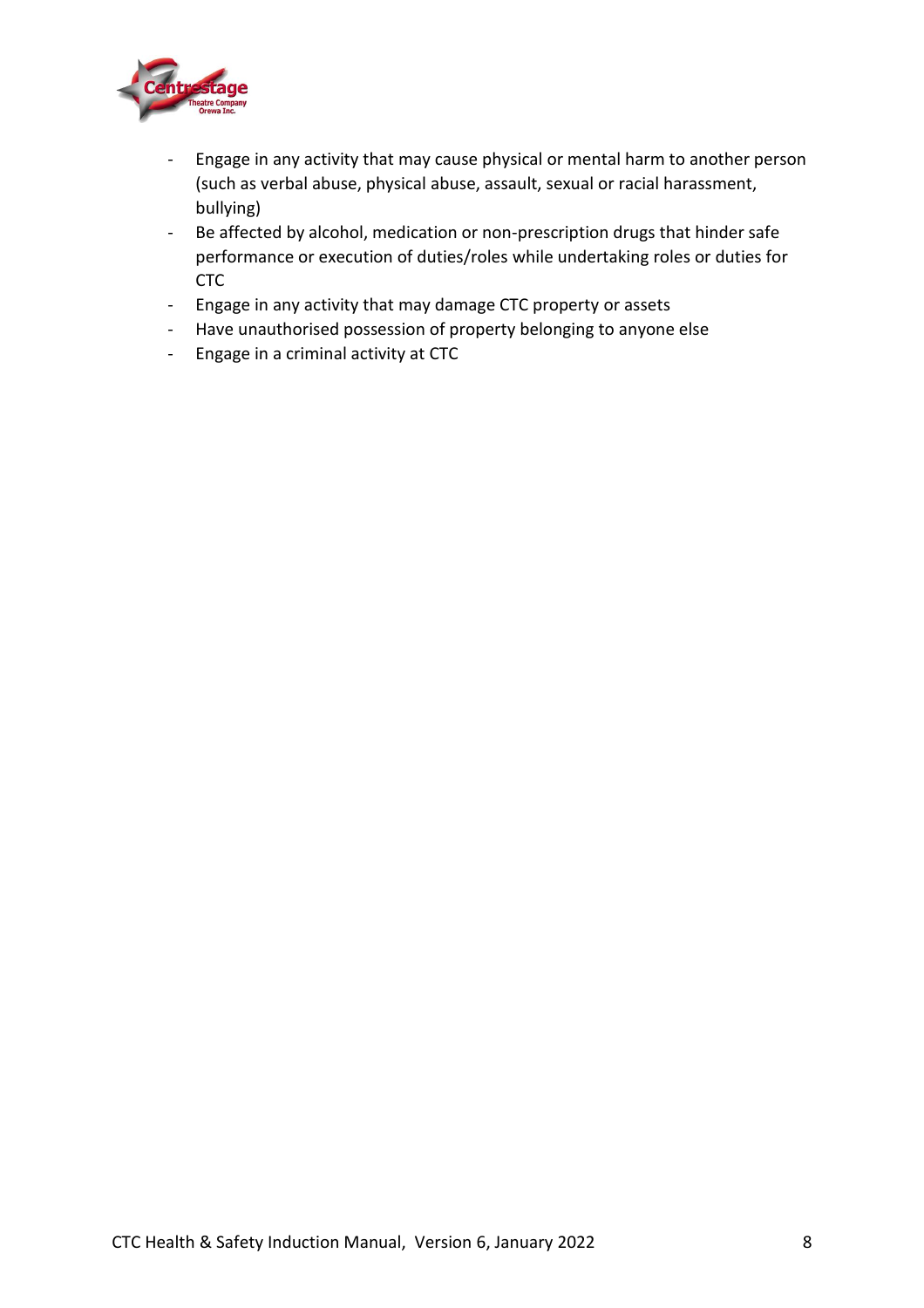- Engage in any activity that may cause physical or mental harm to another person (such as verbal abuse, physical abuse, assault, sexual or racial harassment, bullying)
- Be affected by alcohol, medication or non-prescription drugs that hinder safe performance or execution of duties/roles while undertaking roles or duties for CTC
- Engage in any activity that may damage CTC property or assets
- Have unauthorised possession of property belonging to anyone else
- Engage in a criminal activity at CTC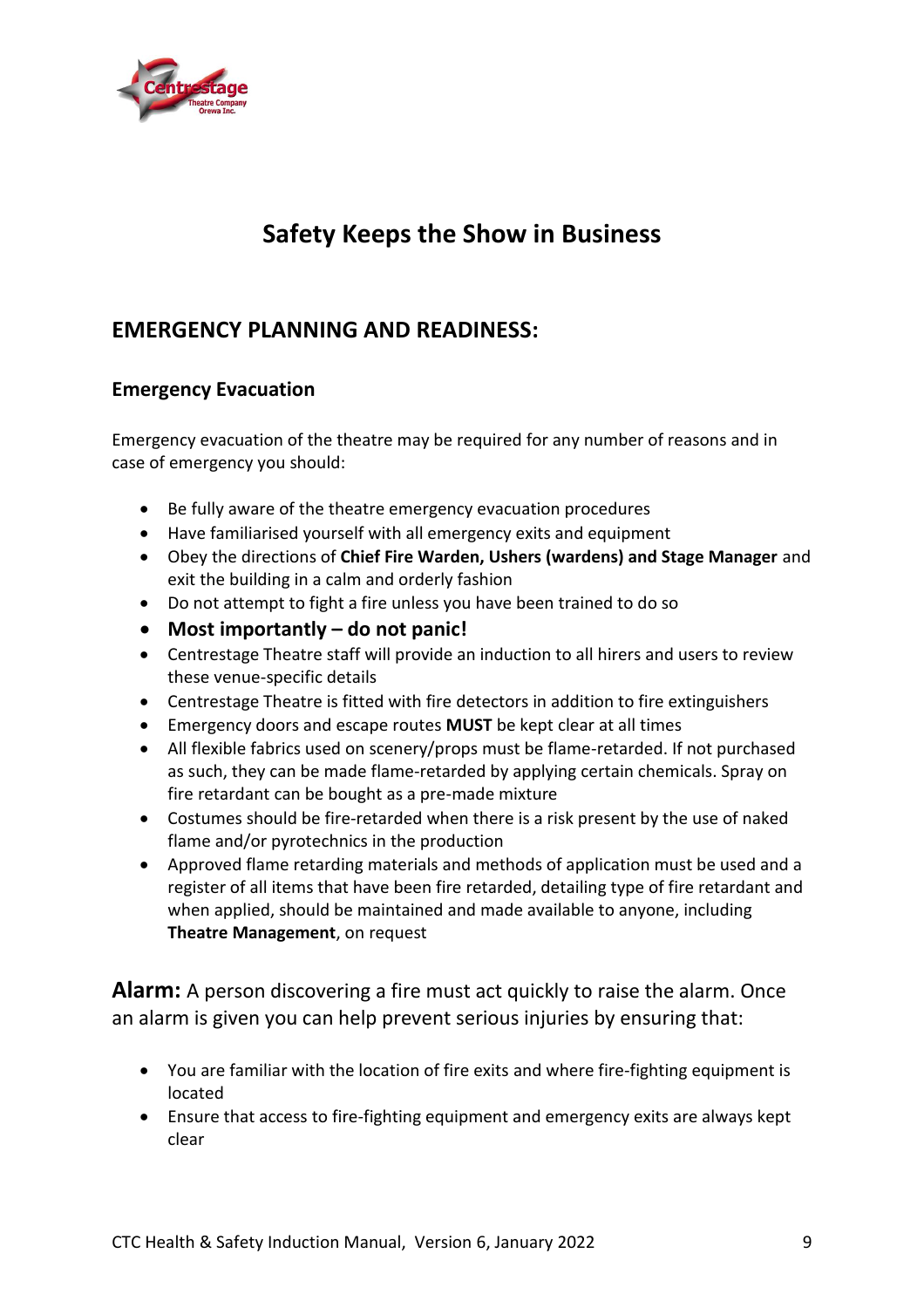# Safety Keeps the Show in Business

## EMERGENCY PLANNING AND READINESS:

### Emergency Evacuation

Emergency evacuation of the theatre may be required for any number of reasons and in case of emergency you should:

- Be fully aware of the theatre emergency evacuation procedures
- Have familiarised yourself with all emergency exits and equipment
- Obey the directions of **Chief Fire Warden, Ushers (wardens) and Stage Manager** and exit the building in a calm and orderly fashion
- Do not attempt to fight a fire unless you have been trained to do so
- **Most importantly – do not panic!**
- Centrestage Theatre staff will provide an induction to all hirers and users to review these venue-specific details
- Centrestage Theatre is fitted with fire detectors in addition to fire extinguishers
- Emergency doors and escape routes **MUST** be kept clear at all times
- All flexible fabrics used on scenery/props must be flame-retarded. If not purchased as such, they can be made flame-retarded by applying certain chemicals. Spray on fire retardant can be bought as a pre-made mixture
- Costumes should be fire-retarded when there is a risk present by the use of naked flame and/or pyrotechnics in the production
- Approved flame retarding materials and methods of application must be used and a register of all items that have been fire retarded, detailing type of fire retardant and when applied, should be maintained and made available to anyone, including **Theatre Management**, on request

**Alarm:** A person discovering a fire must act quickly to raise the alarm. Once an alarm is given you can help prevent serious injuries by ensuring that:

- You are familiar with the location of fire exits and where fire-fighting equipment is located
- Ensure that access to fire-fighting equipment and emergency exits are always kept clear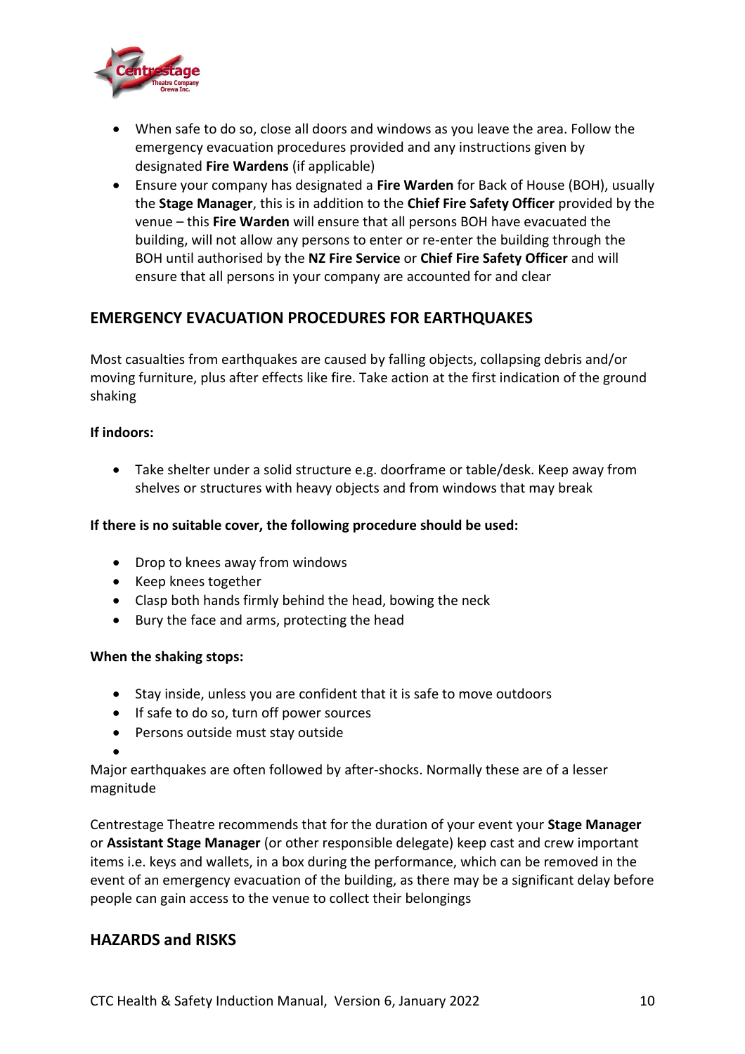- When safe to do so, close all doors and windows as you leave the area. Follow the emergency evacuation procedures provided and any instructions given by designated **Fire Wardens** (if applicable)
- Ensure your company has designated a **Fire Warden** for Back of House (BOH), usually the **Stage Manager**, this is in addition to the **Chief Fire Safety Officer** provided by the venue – this **Fire Warden** will ensure that all persons BOH have evacuated the building, will not allow any persons to enter or re-enter the building through the BOH until authorised by the **NZ Fire Service** or **Chief Fire Safety Officer** and will ensure that all persons in your company are accounted for and clear

## EMERGENCY EVACUATION PROCEDURES FOR EARTHQUAKES

Most casualties from earthquakes are caused by falling objects, collapsing debris and/or moving furniture, plus after effects like fire. Take action at the first indication of the ground shaking

**If indoors:**

- Take shelter under a solid structure e.g. doorframe or table/desk. Keep away from shelves or structures with heavy objects and from windows that may break

**If there is no suitable cover, the following procedure should be used:**

- Drop to knees away from windows
- Keep knees together
- Clasp both hands firmly behind the head, bowing the neck
- Bury the face and arms, protecting the head

**When the shaking stops:**

- Stay inside, unless you are confident that it is safe to move outdoors
- If safe to do so, turn off power sources
- Persons outside must stay outside

Major earthquakes are often followed by after-shocks. Normally these are of a lesser magnitude

Centrestage Theatre recommends that for the duration of your event your **Stage Manager** or **Assistant Stage Manager** (or other responsible delegate) keep cast and crew important items i.e. keys and wallets, in a box during the performance, which can be removed in the event of an emergency evacuation of the building, as there may be a significant delay before people can gain access to the venue to collect their belongings

## HAZARDS and RISKS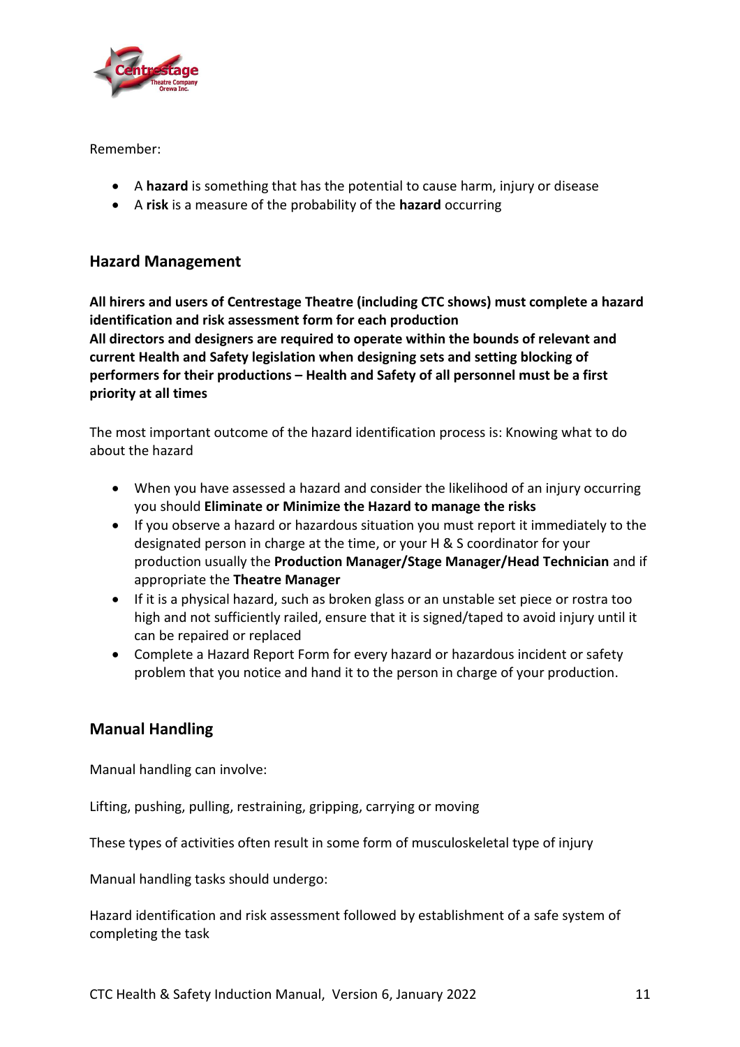Remember:

- A **hazard** is something that has the potential to cause harm, injury or disease
- A **risk** is a measure of the probability of the **hazard** occurring

## Hazard Management

**All hirers and users of Centrestage Theatre (including CTC shows) must complete a hazard identification and risk assessment form for each production**
**All directors and designers are required to operate within the bounds of relevant and current Health and Safety legislation when designing sets and setting blocking of performers for their productions – Health and Safety of all personnel must be a first priority at all times**

The most important outcome of the hazard identification process is: Knowing what to do about the hazard

- When you have assessed a hazard and consider the likelihood of an injury occurring you should **Eliminate or Minimize the Hazard to manage the risks**
- If you observe a hazard or hazardous situation you must report it immediately to the designated person in charge at the time, or your H & S coordinator for your production usually the **Production Manager/Stage Manager/Head Technician** and if appropriate the **Theatre Manager**
- If it is a physical hazard, such as broken glass or an unstable set piece or rostra too high and not sufficiently railed, ensure that it is signed/taped to avoid injury until it can be repaired or replaced
- Complete a Hazard Report Form for every hazard or hazardous incident or safety problem that you notice and hand it to the person in charge of your production.

## Manual Handling

Manual handling can involve:

Lifting, pushing, pulling, restraining, gripping, carrying or moving

These types of activities often result in some form of musculoskeletal type of injury

Manual handling tasks should undergo:

Hazard identification and risk assessment followed by establishment of a safe system of completing the task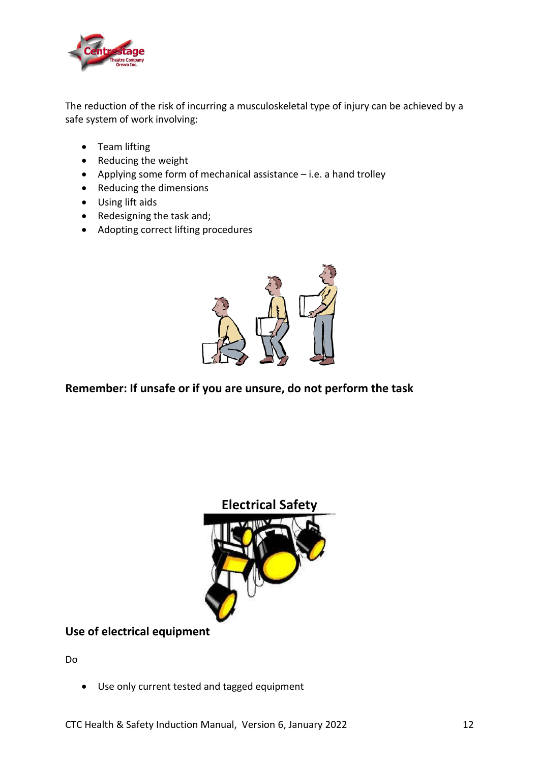The reduction of the risk of incurring a musculoskeletal type of injury can be achieved by a safe system of work involving:

- Team lifting
- Reducing the weight
- Applying some form of mechanical assistance – i.e. a hand trolley
- Reducing the dimensions
- Using lift aids
- Redesigning the task and;
- Adopting correct lifting procedures

**Remember: If unsafe or if you are unsure, do not perform the task**

## Electrical Safety

### Use of electrical equipment

Do

- Use only current tested and tagged equipment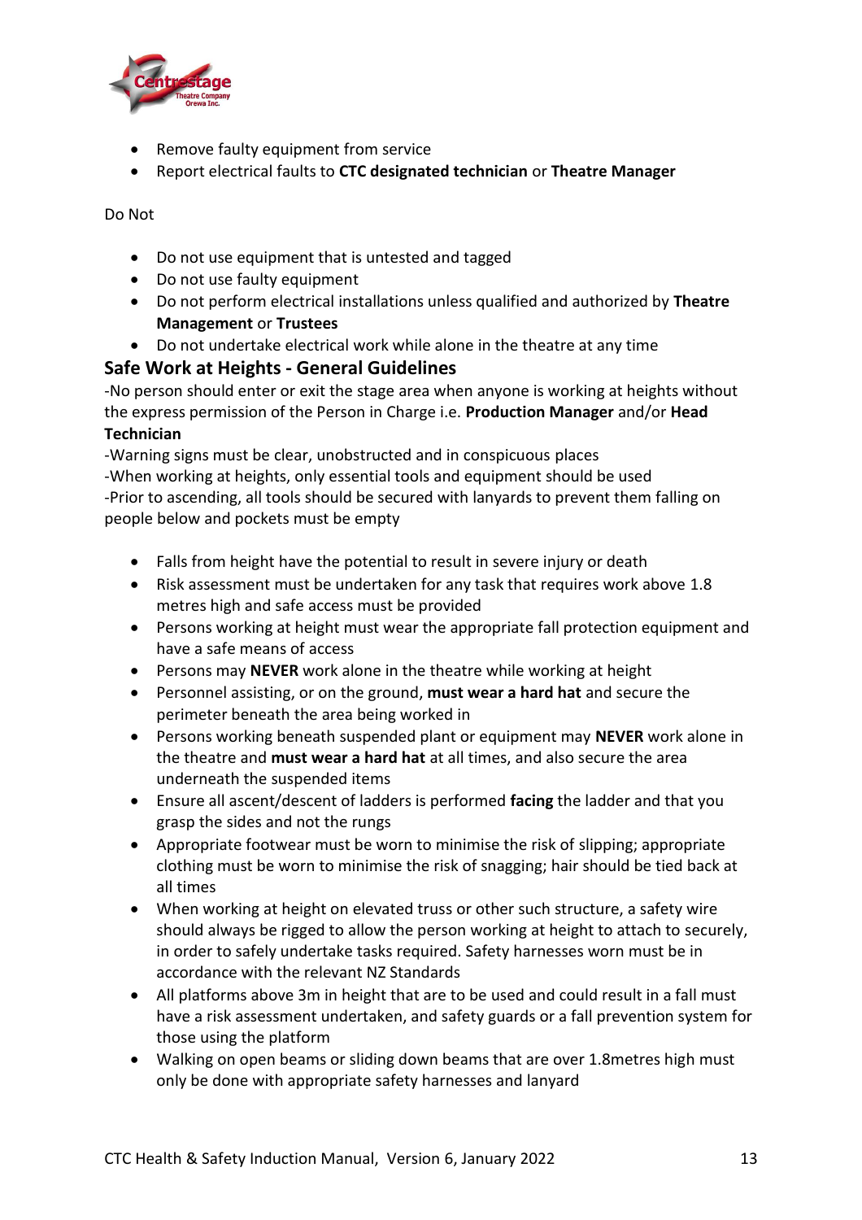- Remove faulty equipment from service
- Report electrical faults to **CTC designated technician** or **Theatre Manager**

Do Not

- Do not use equipment that is untested and tagged
- Do not use faulty equipment
- Do not perform electrical installations unless qualified and authorized by **Theatre Management** or **Trustees**
- Do not undertake electrical work while alone in the theatre at any time

## Safe Work at Heights - General Guidelines

-No person should enter or exit the stage area when anyone is working at heights without the express permission of the Person in Charge i.e. **Production Manager** and/or **Head Technician**

-Warning signs must be clear, unobstructed and in conspicuous places

-When working at heights, only essential tools and equipment should be used

-Prior to ascending, all tools should be secured with lanyards to prevent them falling on people below and pockets must be empty

- Falls from height have the potential to result in severe injury or death
- Risk assessment must be undertaken for any task that requires work above 1.8 metres high and safe access must be provided
- Persons working at height must wear the appropriate fall protection equipment and have a safe means of access
- Persons may **NEVER** work alone in the theatre while working at height
- Personnel assisting, or on the ground, **must wear a hard hat** and secure the perimeter beneath the area being worked in
- Persons working beneath suspended plant or equipment may **NEVER** work alone in the theatre and **must wear a hard hat** at all times, and also secure the area underneath the suspended items
- Ensure all ascent/descent of ladders is performed **facing** the ladder and that you grasp the sides and not the rungs
- Appropriate footwear must be worn to minimise the risk of slipping; appropriate clothing must be worn to minimise the risk of snagging; hair should be tied back at all times
- When working at height on elevated truss or other such structure, a safety wire should always be rigged to allow the person working at height to attach to securely, in order to safely undertake tasks required. Safety harnesses worn must be in accordance with the relevant NZ Standards
- All platforms above 3m in height that are to be used and could result in a fall must have a risk assessment undertaken, and safety guards or a fall prevention system for those using the platform
- Walking on open beams or sliding down beams that are over 1.8metres high must only be done with appropriate safety harnesses and lanyard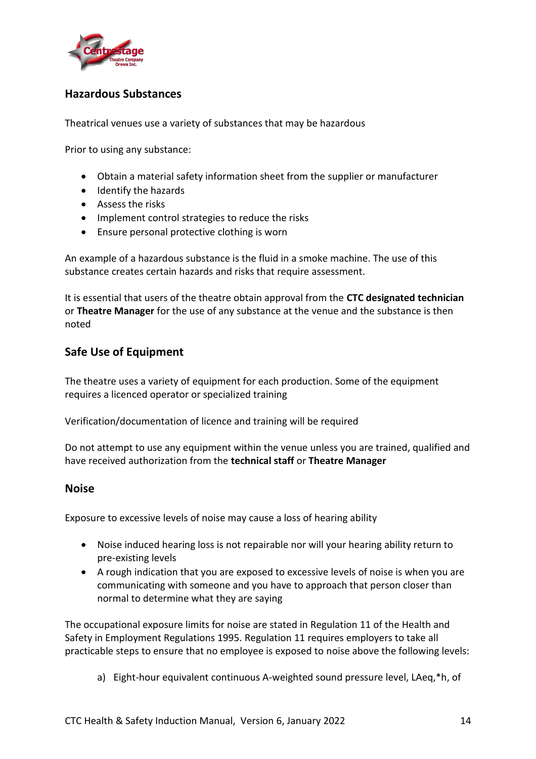## Hazardous Substances

Theatrical venues use a variety of substances that may be hazardous

Prior to using any substance:

- Obtain a material safety information sheet from the supplier or manufacturer
- Identify the hazards
- Assess the risks
- Implement control strategies to reduce the risks
- Ensure personal protective clothing is worn

An example of a hazardous substance is the fluid in a smoke machine. The use of this substance creates certain hazards and risks that require assessment.

It is essential that users of the theatre obtain approval from the **CTC designated technician** or **Theatre Manager** for the use of any substance at the venue and the substance is then noted

## Safe Use of Equipment

The theatre uses a variety of equipment for each production. Some of the equipment requires a licenced operator or specialized training

Verification/documentation of licence and training will be required

Do not attempt to use any equipment within the venue unless you are trained, qualified and have received authorization from the **technical staff** or **Theatre Manager**

## Noise

Exposure to excessive levels of noise may cause a loss of hearing ability

- Noise induced hearing loss is not repairable nor will your hearing ability return to pre-existing levels
- A rough indication that you are exposed to excessive levels of noise is when you are communicating with someone and you have to approach that person closer than normal to determine what they are saying

The occupational exposure limits for noise are stated in Regulation 11 of the Health and Safety in Employment Regulations 1995. Regulation 11 requires employers to take all practicable steps to ensure that no employee is exposed to noise above the following levels:

a) Eight-hour equivalent continuous A-weighted sound pressure level, LAeq,*h, of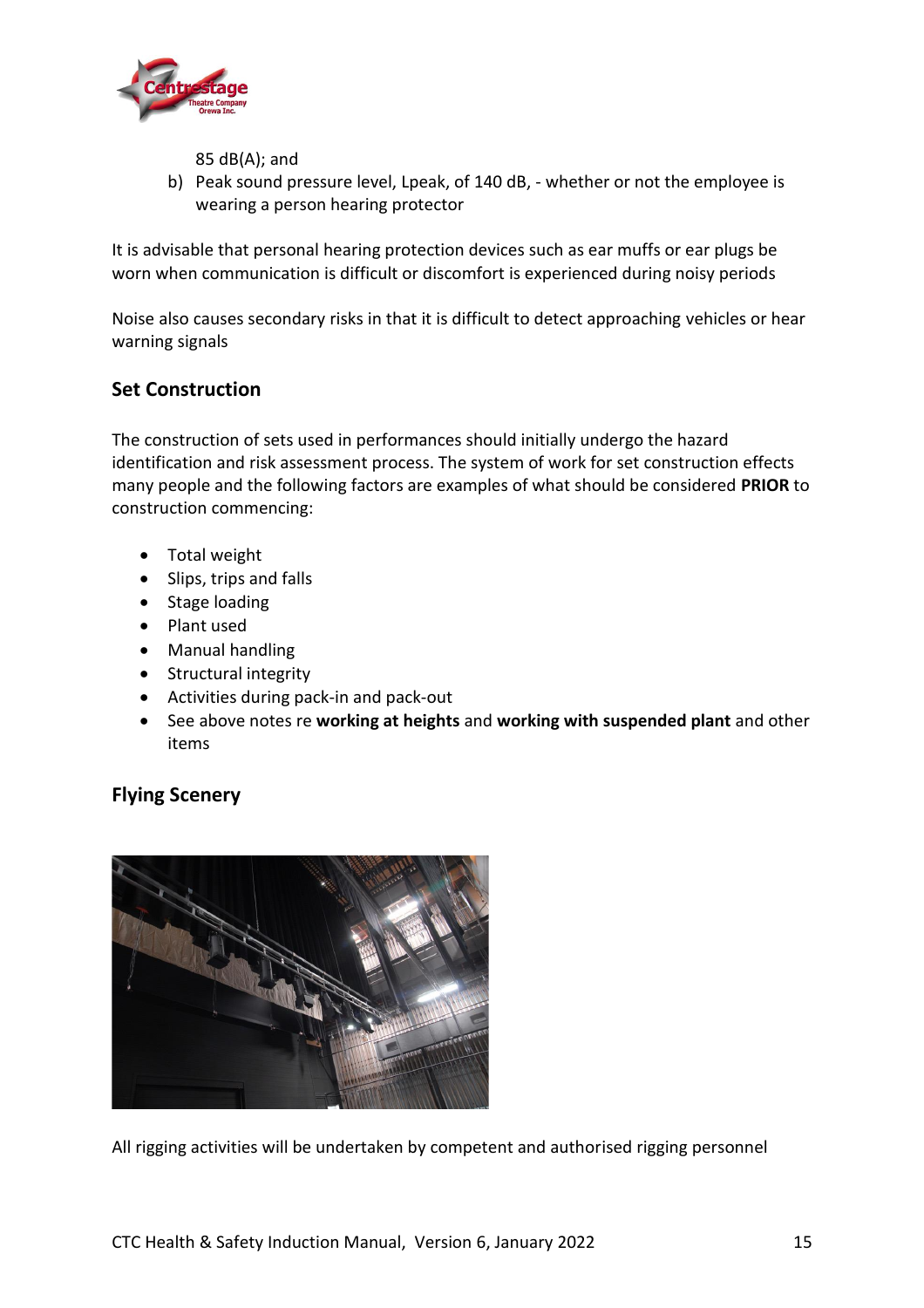85 dB(A); and

b) Peak sound pressure level, Lpeak, of 140 dB, - whether or not the employee is wearing a person hearing protector

It is advisable that personal hearing protection devices such as ear muffs or ear plugs be worn when communication is difficult or discomfort is experienced during noisy periods

Noise also causes secondary risks in that it is difficult to detect approaching vehicles or hear warning signals

## Set Construction

The construction of sets used in performances should initially undergo the hazard identification and risk assessment process. The system of work for set construction effects many people and the following factors are examples of what should be considered **PRIOR** to construction commencing:

- Total weight
- Slips, trips and falls
- Stage loading
- Plant used
- Manual handling
- Structural integrity
- Activities during pack-in and pack-out
- See above notes re **working at heights** and **working with suspended plant** and other items

## Flying Scenery

All rigging activities will be undertaken by competent and authorised rigging personnel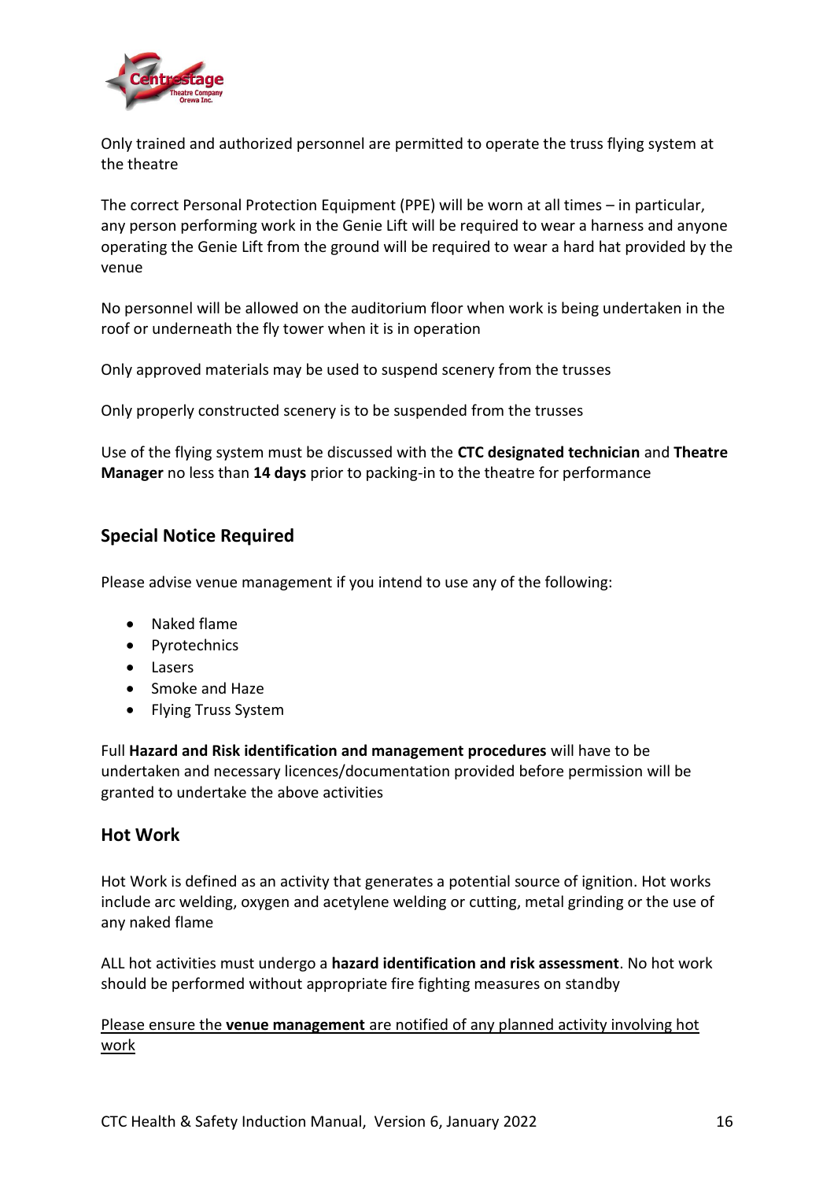Only trained and authorized personnel are permitted to operate the truss flying system at the theatre

The correct Personal Protection Equipment (PPE) will be worn at all times – in particular, any person performing work in the Genie Lift will be required to wear a harness and anyone operating the Genie Lift from the ground will be required to wear a hard hat provided by the venue

No personnel will be allowed on the auditorium floor when work is being undertaken in the roof or underneath the fly tower when it is in operation

Only approved materials may be used to suspend scenery from the trusses

Only properly constructed scenery is to be suspended from the trusses

Use of the flying system must be discussed with the **CTC designated technician** and **Theatre Manager** no less than **14 days** prior to packing-in to the theatre for performance

## Special Notice Required

Please advise venue management if you intend to use any of the following:

- Naked flame
- Pyrotechnics
- Lasers
- Smoke and Haze
- Flying Truss System

Full **Hazard and Risk identification and management procedures** will have to be undertaken and necessary licences/documentation provided before permission will be granted to undertake the above activities

## Hot Work

Hot Work is defined as an activity that generates a potential source of ignition. Hot works include arc welding, oxygen and acetylene welding or cutting, metal grinding or the use of any naked flame

ALL hot activities must undergo a **hazard identification and risk assessment**. No hot work should be performed without appropriate fire fighting measures on standby

<u>Please ensure the **venue management** are notified of any planned activity involving hot work</u>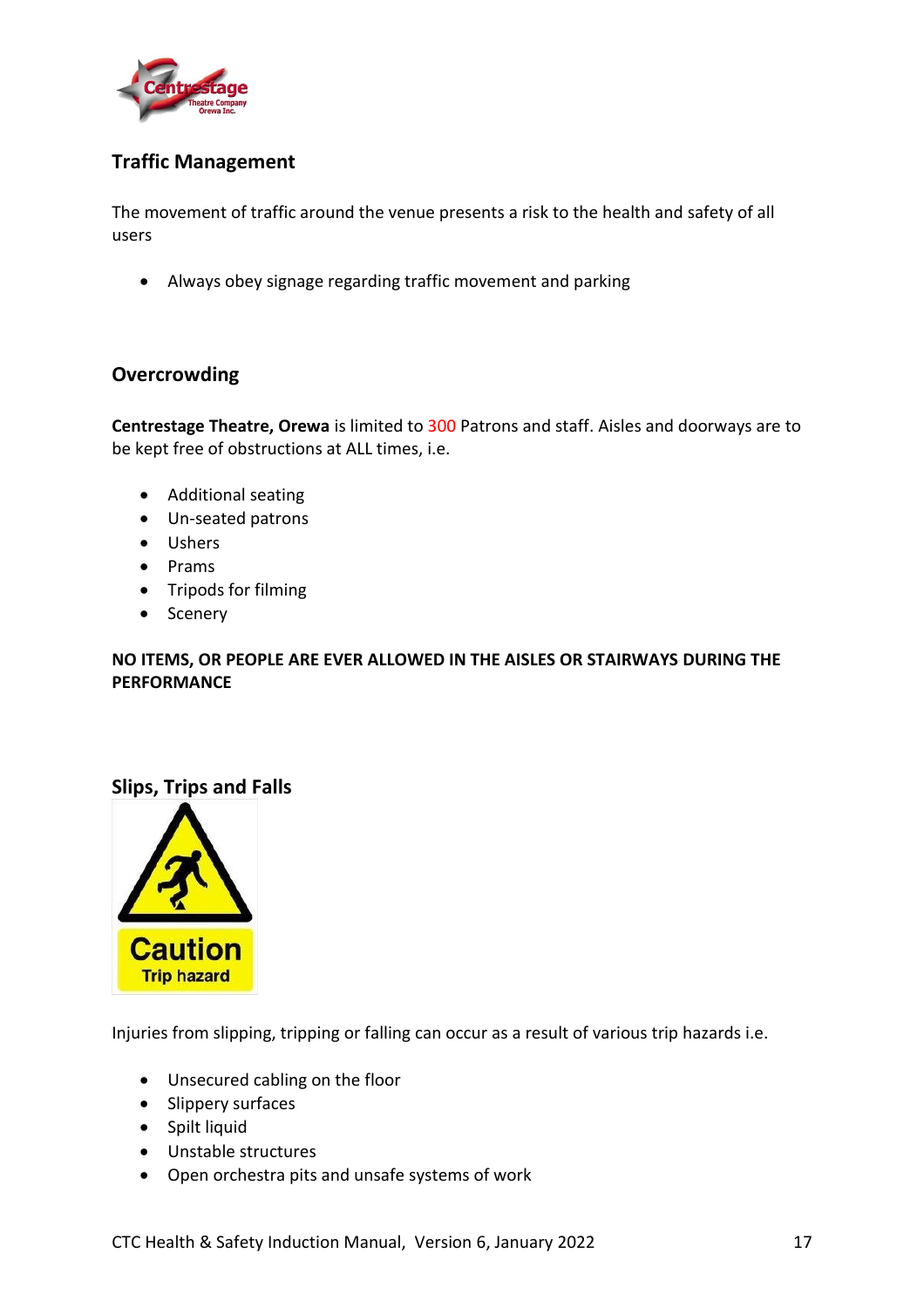## Traffic Management

The movement of traffic around the venue presents a risk to the health and safety of all users

- Always obey signage regarding traffic movement and parking

## Overcrowding

**Centrestage Theatre, Orewa** is limited to 300 Patrons and staff. Aisles and doorways are to be kept free of obstructions at ALL times, i.e.

- Additional seating
- Un-seated patrons
- Ushers
- Prams
- Tripods for filming
- Scenery

**NO ITEMS, OR PEOPLE ARE EVER ALLOWED IN THE AISLES OR STAIRWAYS DURING THE PERFORMANCE**

## Slips, Trips and Falls

Caution
Trip hazard

Injuries from slipping, tripping or falling can occur as a result of various trip hazards i.e.

- Unsecured cabling on the floor
- Slippery surfaces
- Spilt liquid
- Unstable structures
- Open orchestra pits and unsafe systems of work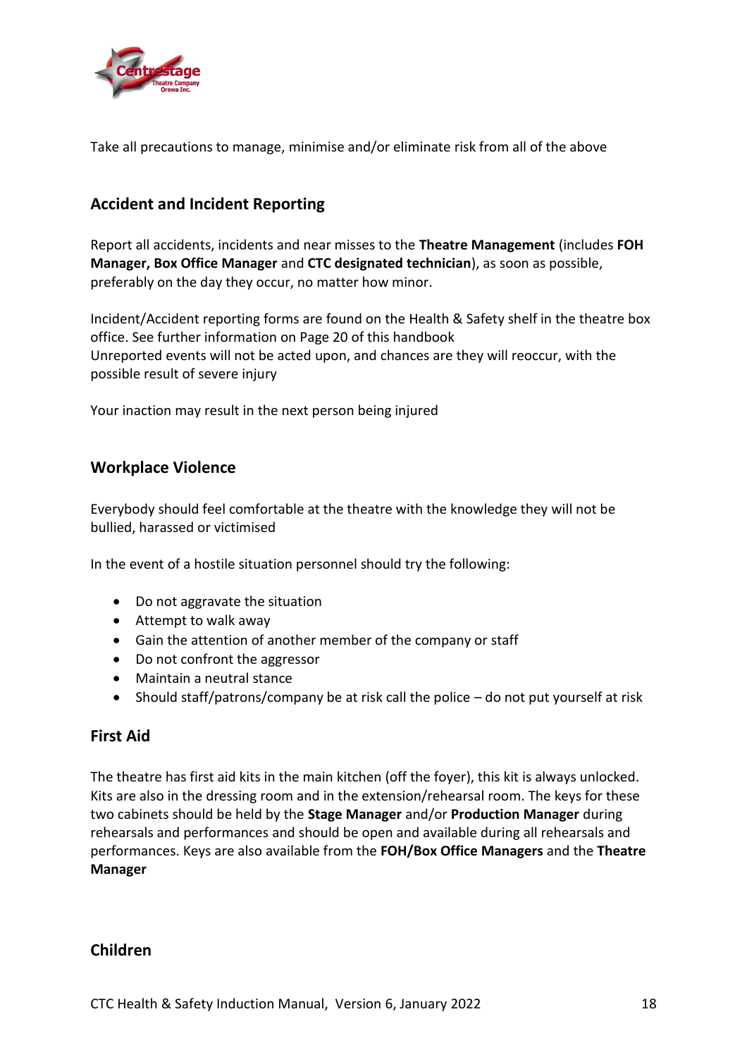Take all precautions to manage, minimise and/or eliminate risk from all of the above

## Accident and Incident Reporting

Report all accidents, incidents and near misses to the **Theatre Management** (includes **FOH Manager, Box Office Manager** and **CTC designated technician**), as soon as possible, preferably on the day they occur, no matter how minor.

Incident/Accident reporting forms are found on the Health & Safety shelf in the theatre box office. See further information on Page 20 of this handbook
Unreported events will not be acted upon, and chances are they will reoccur, with the possible result of severe injury

Your inaction may result in the next person being injured

## Workplace Violence

Everybody should feel comfortable at the theatre with the knowledge they will not be bullied, harassed or victimised

In the event of a hostile situation personnel should try the following:

- Do not aggravate the situation
- Attempt to walk away
- Gain the attention of another member of the company or staff
- Do not confront the aggressor
- Maintain a neutral stance
- Should staff/patrons/company be at risk call the police – do not put yourself at risk

## First Aid

The theatre has first aid kits in the main kitchen (off the foyer), this kit is always unlocked. Kits are also in the dressing room and in the extension/rehearsal room. The keys for these two cabinets should be held by the **Stage Manager** and/or **Production Manager** during rehearsals and performances and should be open and available during all rehearsals and performances. Keys are also available from the **FOH/Box Office Managers** and the **Theatre Manager**

## Children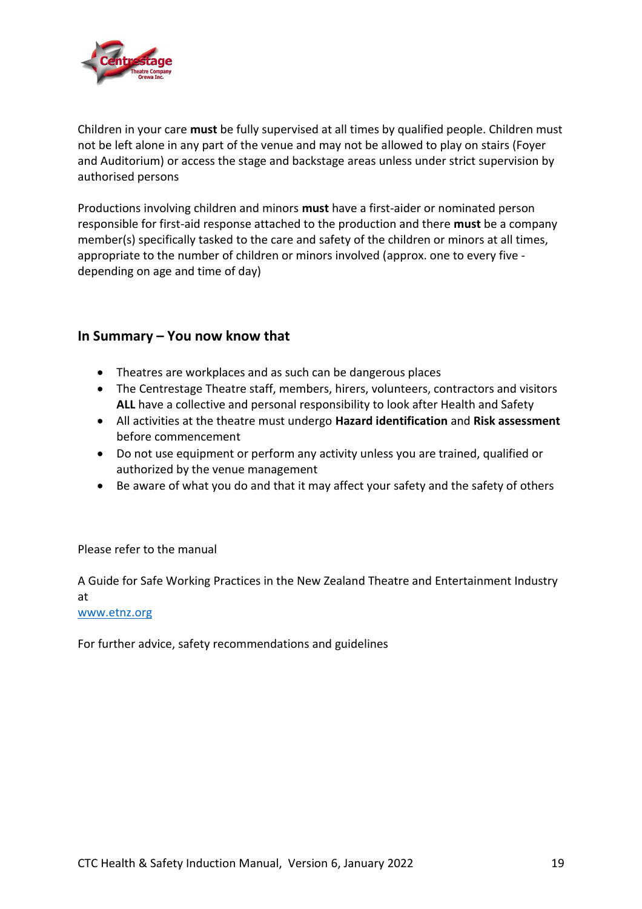Children in your care **must** be fully supervised at all times by qualified people. Children must not be left alone in any part of the venue and may not be allowed to play on stairs (Foyer and Auditorium) or access the stage and backstage areas unless under strict supervision by authorised persons

Productions involving children and minors **must** have a first-aider or nominated person responsible for first-aid response attached to the production and there **must** be a company member(s) specifically tasked to the care and safety of the children or minors at all times, appropriate to the number of children or minors involved (approx. one to every five - depending on age and time of day)

## In Summary – You now know that

- Theatres are workplaces and as such can be dangerous places
- The Centrestage Theatre staff, members, hirers, volunteers, contractors and visitors **ALL** have a collective and personal responsibility to look after Health and Safety
- All activities at the theatre must undergo **Hazard identification** and **Risk assessment** before commencement
- Do not use equipment or perform any activity unless you are trained, qualified or authorized by the venue management
- Be aware of what you do and that it may affect your safety and the safety of others

Please refer to the manual

A Guide for Safe Working Practices in the New Zealand Theatre and Entertainment Industry at
www.etnz.org

For further advice, safety recommendations and guidelines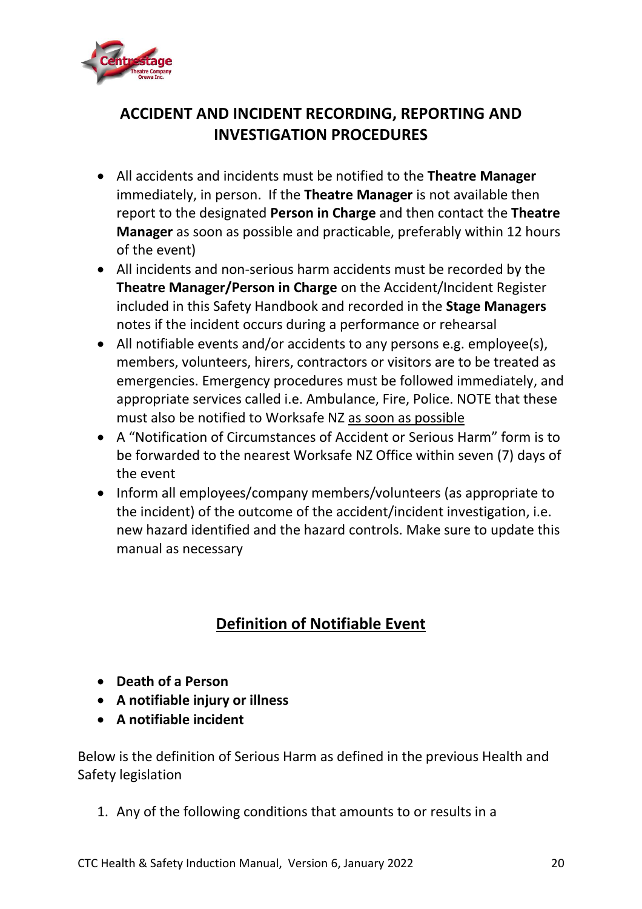## ACCIDENT AND INCIDENT RECORDING, REPORTING AND INVESTIGATION PROCEDURES

- All accidents and incidents must be notified to the **Theatre Manager** immediately, in person. If the **Theatre Manager** is not available then report to the designated **Person in Charge** and then contact the **Theatre Manager** as soon as possible and practicable, preferably within 12 hours of the event)
- All incidents and non-serious harm accidents must be recorded by the **Theatre Manager/Person in Charge** on the Accident/Incident Register included in this Safety Handbook and recorded in the **Stage Managers** notes if the incident occurs during a performance or rehearsal
- All notifiable events and/or accidents to any persons e.g. employee(s), members, volunteers, hirers, contractors or visitors are to be treated as emergencies. Emergency procedures must be followed immediately, and appropriate services called i.e. Ambulance, Fire, Police. NOTE that these must also be notified to Worksafe NZ <u>as soon as possible</u>
- A "Notification of Circumstances of Accident or Serious Harm" form is to be forwarded to the nearest Worksafe NZ Office within seven (7) days of the event
- Inform all employees/company members/volunteers (as appropriate to the incident) of the outcome of the accident/incident investigation, i.e. new hazard identified and the hazard controls. Make sure to update this manual as necessary

## <u>Definition of Notifiable Event</u>

- **Death of a Person**
- **A notifiable injury or illness**
- **A notifiable incident**

Below is the definition of Serious Harm as defined in the previous Health and Safety legislation

1. Any of the following conditions that amounts to or results in a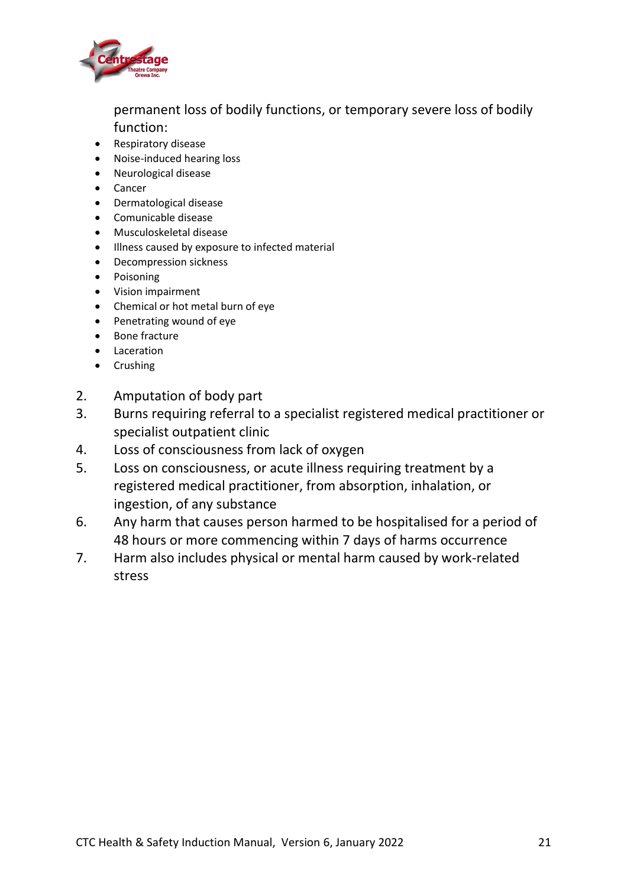permanent loss of bodily functions, or temporary severe loss of bodily function:

- Respiratory disease
- Noise-induced hearing loss
- Neurological disease
- Cancer
- Dermatological disease
- Comunicable disease
- Musculoskeletal disease
- Illness caused by exposure to infected material
- Decompression sickness
- Poisoning
- Vision impairment
- Chemical or hot metal burn of eye
- Penetrating wound of eye
- Bone fracture
- Laceration
- Crushing

2. Amputation of body part
3. Burns requiring referral to a specialist registered medical practitioner or specialist outpatient clinic
4. Loss of consciousness from lack of oxygen
5. Loss on consciousness, or acute illness requiring treatment by a registered medical practitioner, from absorption, inhalation, or ingestion, of any substance
6. Any harm that causes person harmed to be hospitalised for a period of 48 hours or more commencing within 7 days of harms occurrence
7. Harm also includes physical or mental harm caused by work-related stress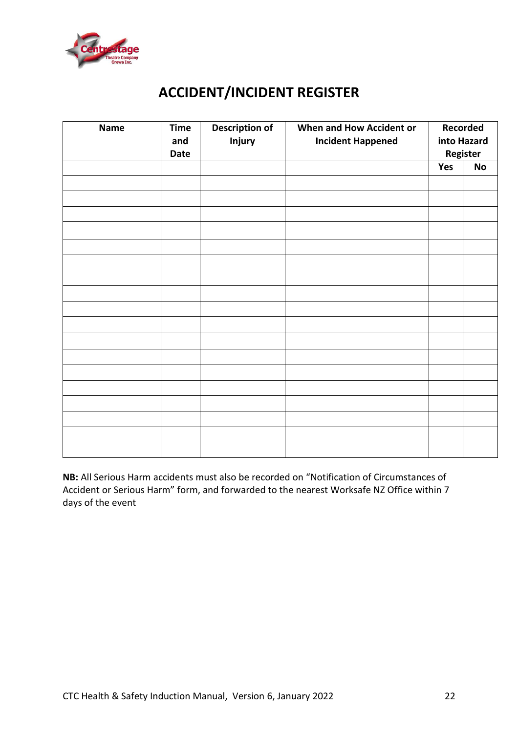# ACCIDENT/INCIDENT REGISTER

| Name | Time and Date | Description of Injury | When and How Accident or Incident Happened | Recorded into Hazard Register | |
|---|---|---|---|---|---|
| | | | | Yes | No |
| | | | | | |
| | | | | | |
| | | | | | |
| | | | | | |
| | | | | | |
| | | | | | |
| | | | | | |
| | | | | | |
| | | | | | |
| | | | | | |
| | | | | | |
| | | | | | |
| | | | | | |
| | | | | | |
| | | | | | |
| | | | | | |
| | | | | | |
| | | | | | |

**NB:** All Serious Harm accidents must also be recorded on "Notification of Circumstances of Accident or Serious Harm" form, and forwarded to the nearest Worksafe NZ Office within 7 days of the event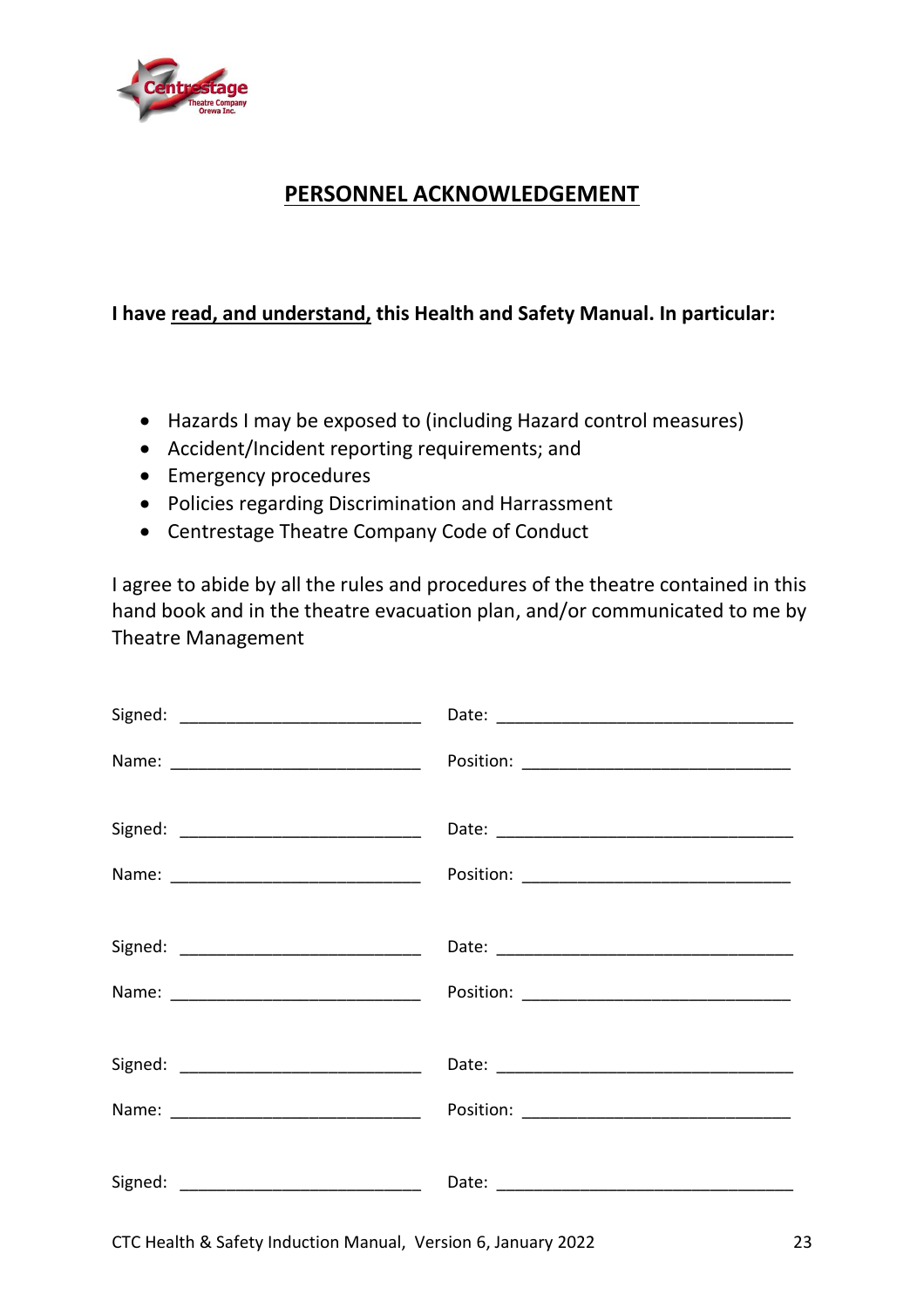## PERSONNEL ACKNOWLEDGEMENT

**I have read, and understand, this Health and Safety Manual. In particular:**

- Hazards I may be exposed to (including Hazard control measures)
- Accident/Incident reporting requirements; and
- Emergency procedures
- Policies regarding Discrimination and Harrassment
- Centrestage Theatre Company Code of Conduct

I agree to abide by all the rules and procedures of the theatre contained in this hand book and in the theatre evacuation plan, and/or communicated to me by Theatre Management

Signed: __________________________ Date: _______________________________

Name: ___________________________ Position: ____________________________

Signed: __________________________ Date: _______________________________

Name: ___________________________ Position: ____________________________

Signed: __________________________ Date: _______________________________

Name: ___________________________ Position: ____________________________

Signed: __________________________ Date: _______________________________

Name: ___________________________ Position: ____________________________

Signed: __________________________ Date: _______________________________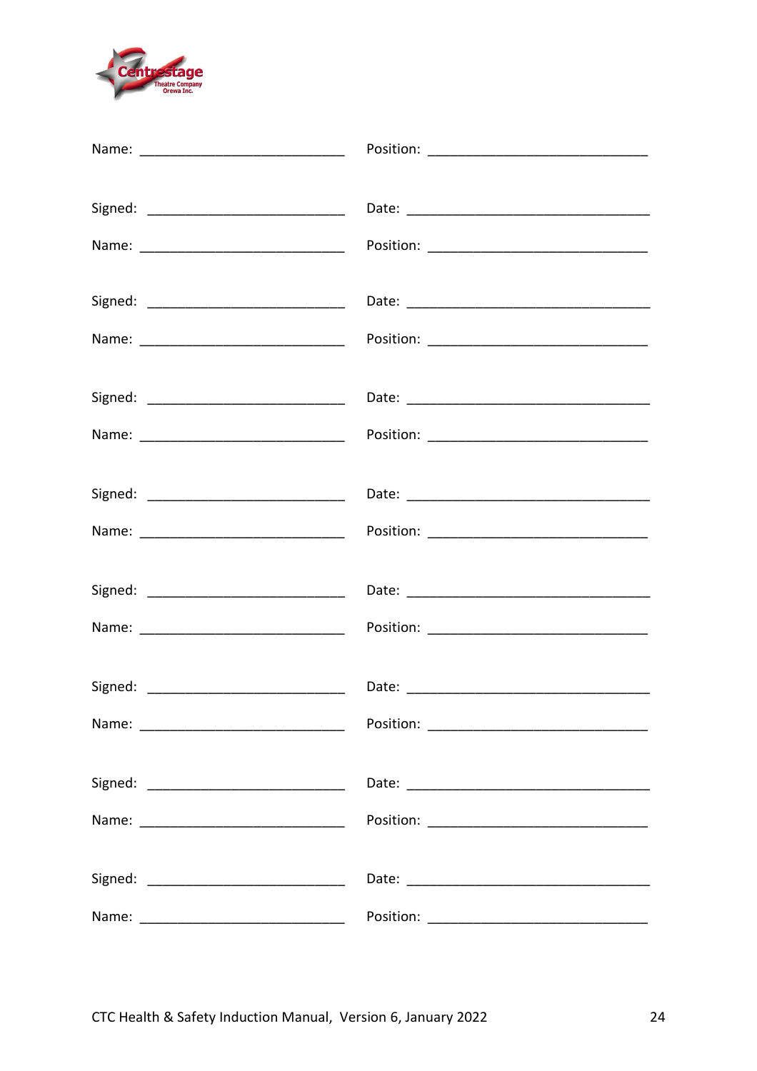Name: ___________________________ Position: _____________________________

Signed: __________________________ Date: _______________________________

Name: ___________________________ Position: _____________________________

Signed: __________________________ Date: _______________________________

Name: ___________________________ Position: _____________________________

Signed: __________________________ Date: _______________________________

Name: ___________________________ Position: _____________________________

Signed: __________________________ Date: _______________________________

Name: ___________________________ Position: _____________________________

Signed: __________________________ Date: _______________________________

Name: ___________________________ Position: _____________________________

Signed: __________________________ Date: _______________________________

Name: ___________________________ Position: _____________________________

Signed: __________________________ Date: _______________________________

Name: ___________________________ Position: _____________________________

Signed: __________________________ Date: _______________________________

Name: ___________________________ Position: _____________________________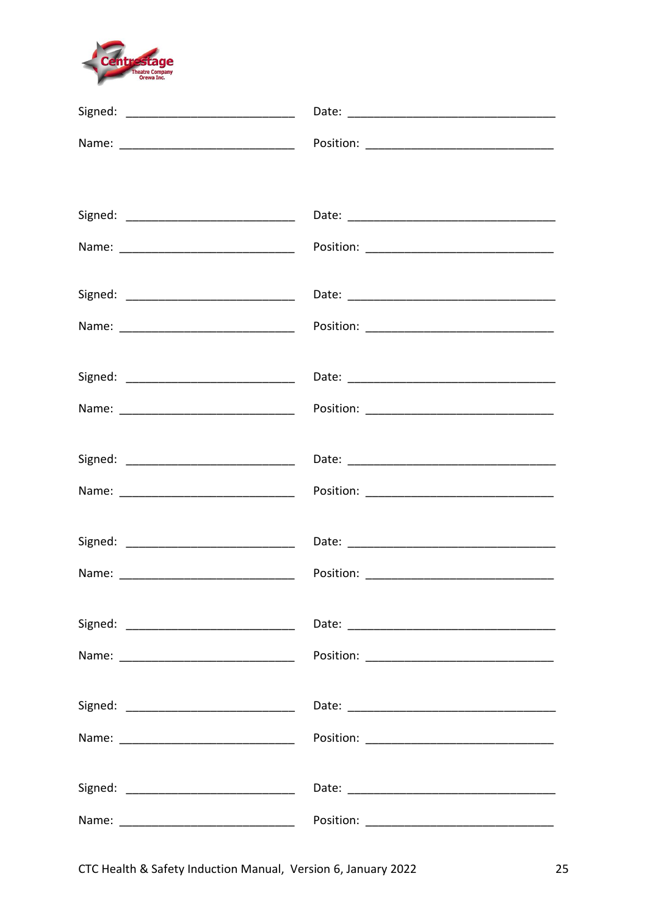Signed: ___________________________ Date: ________________________________

Name: ____________________________ Position: ____________________________

Signed: ___________________________ Date: ________________________________

Name: ____________________________ Position: ____________________________

Signed: ___________________________ Date: ________________________________

Name: ____________________________ Position: ____________________________

Signed: ___________________________ Date: ________________________________

Name: ____________________________ Position: ____________________________

Signed: ___________________________ Date: ________________________________

Name: ____________________________ Position: ____________________________

Signed: ___________________________ Date: ________________________________

Name: ____________________________ Position: ____________________________

Signed: ___________________________ Date: ________________________________

Name: ____________________________ Position: ____________________________

Signed: ___________________________ Date: ________________________________

Name: ____________________________ Position: ____________________________

Signed: ___________________________ Date: ________________________________

Name: ____________________________ Position: ____________________________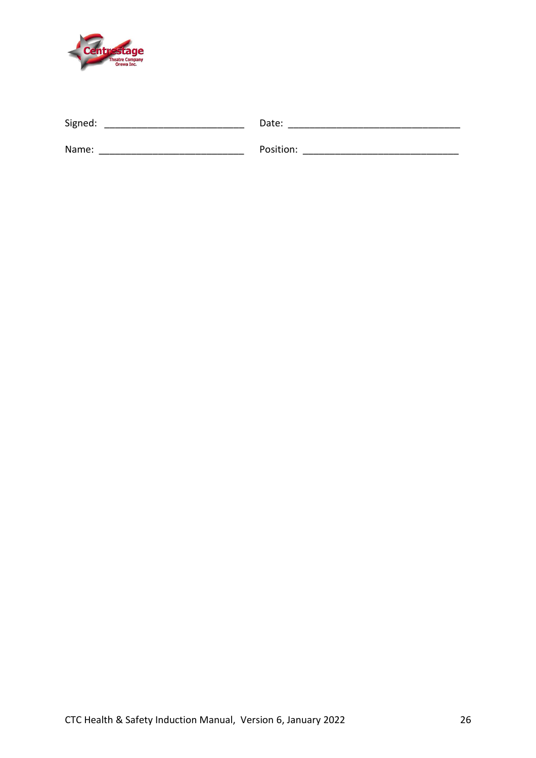Signed: ___________________________ Date: _________________________________

Name: ____________________________ Position: ______________________________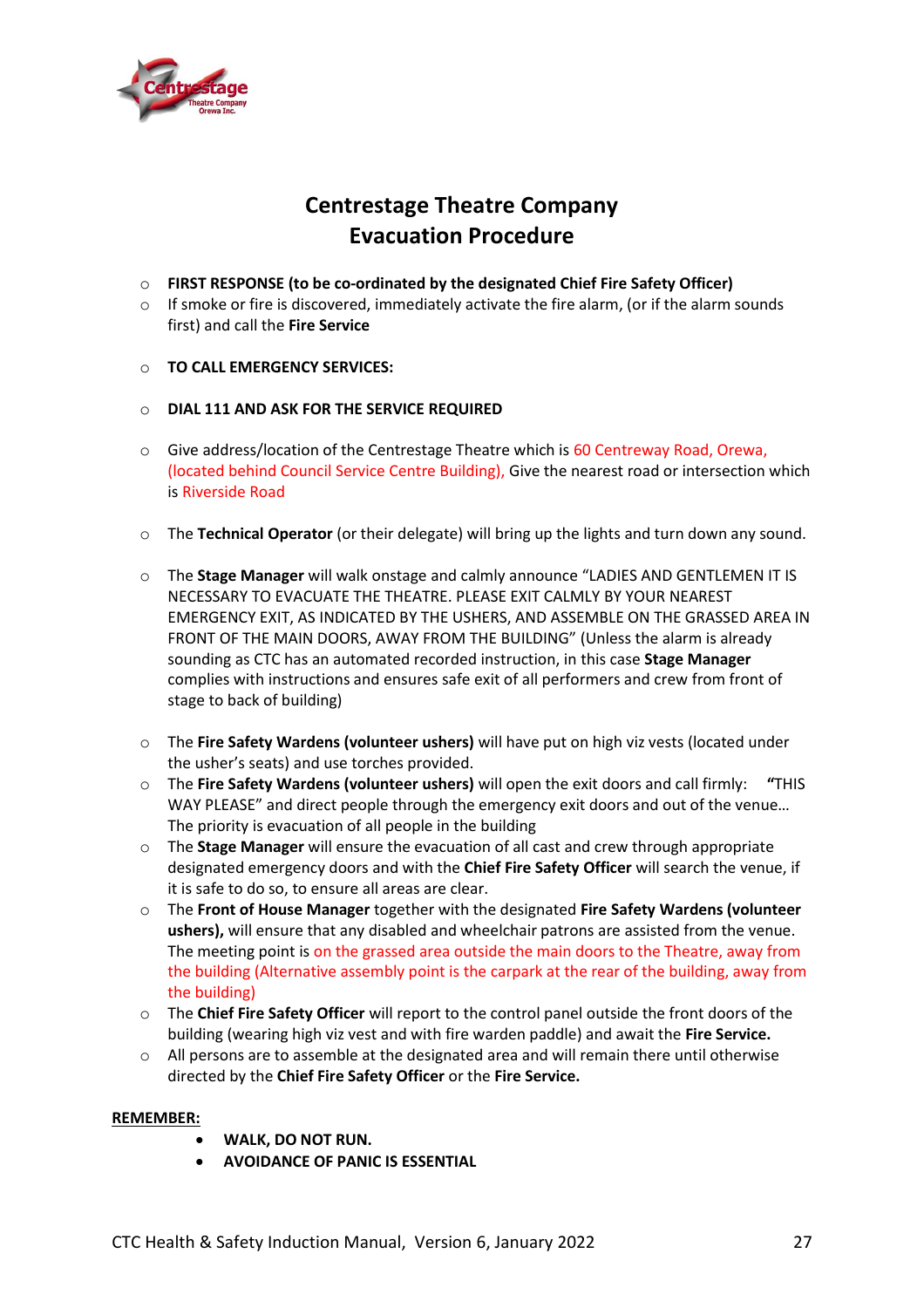# Centrestage Theatre Company
# Evacuation Procedure

- **FIRST RESPONSE (to be co-ordinated by the designated Chief Fire Safety Officer)**
- If smoke or fire is discovered, immediately activate the fire alarm, (or if the alarm sounds first) and call the **Fire Service**

- **TO CALL EMERGENCY SERVICES:**

- **DIAL 111 AND ASK FOR THE SERVICE REQUIRED**

- Give address/location of the Centrestage Theatre which is 60 Centreway Road, Orewa, (located behind Council Service Centre Building), Give the nearest road or intersection which is Riverside Road

- The **Technical Operator** (or their delegate) will bring up the lights and turn down any sound.

- The **Stage Manager** will walk onstage and calmly announce "LADIES AND GENTLEMEN IT IS NECESSARY TO EVACUATE THE THEATRE. PLEASE EXIT CALMLY BY YOUR NEAREST EMERGENCY EXIT, AS INDICATED BY THE USHERS, AND ASSEMBLE ON THE GRASSED AREA IN FRONT OF THE MAIN DOORS, AWAY FROM THE BUILDING" (Unless the alarm is already sounding as CTC has an automated recorded instruction, in this case **Stage Manager** complies with instructions and ensures safe exit of all performers and crew from front of stage to back of building)

- The **Fire Safety Wardens (volunteer ushers)** will have put on high viz vests (located under the usher's seats) and use torches provided.
- The **Fire Safety Wardens (volunteer ushers)** will open the exit doors and call firmly: **"**THIS WAY PLEASE" and direct people through the emergency exit doors and out of the venue… The priority is evacuation of all people in the building
- The **Stage Manager** will ensure the evacuation of all cast and crew through appropriate designated emergency doors and with the **Chief Fire Safety Officer** will search the venue, if it is safe to do so, to ensure all areas are clear.
- The **Front of House Manager** together with the designated **Fire Safety Wardens (volunteer ushers),** will ensure that any disabled and wheelchair patrons are assisted from the venue. The meeting point is on the grassed area outside the main doors to the Theatre, away from the building (Alternative assembly point is the carpark at the rear of the building, away from the building)
- The **Chief Fire Safety Officer** will report to the control panel outside the front doors of the building (wearing high viz vest and with fire warden paddle) and await the **Fire Service.**
- All persons are to assemble at the designated area and will remain there until otherwise directed by the **Chief Fire Safety Officer** or the **Fire Service.**

**REMEMBER:**

- **WALK, DO NOT RUN.**
- **AVOIDANCE OF PANIC IS ESSENTIAL**